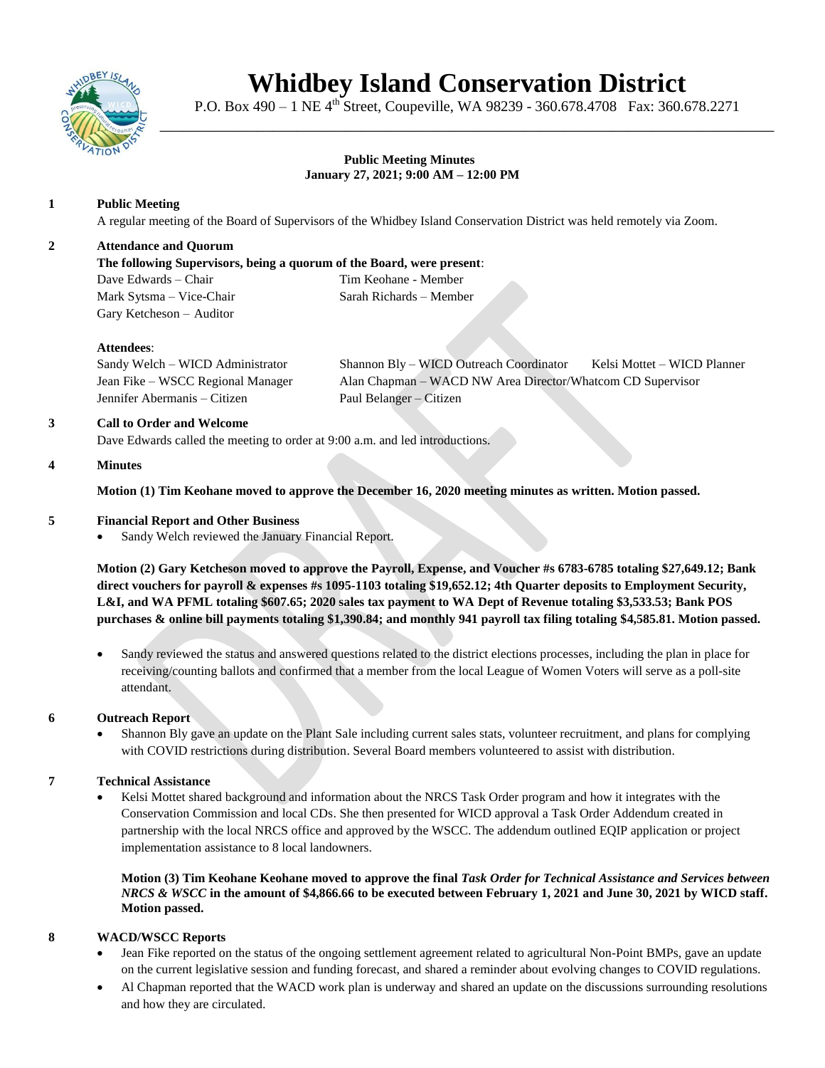# Whidbey Island Conservation District

P.O. Box 490 – 1 NE 4th Street, Coupeville, WA 98239 - 360.678.4708 Fax: 360.678.2271

**Public Meeting Minutes**
**January 27, 2021; 9:00 AM – 12:00 PM**

**1 Public Meeting**

A regular meeting of the Board of Supervisors of the Whidbey Island Conservation District was held remotely via Zoom.

**2 Attendance and Quorum**

**The following Supervisors, being a quorum of the Board, were present**:

Dave Edwards – Chair
Tim Keohane - Member
Mark Sytsma – Vice-Chair
Sarah Richards – Member
Gary Ketcheson – Auditor

**Attendees**:

Sandy Welch – WICD Administrator
Shannon Bly – WICD Outreach Coordinator
Kelsi Mottet – WICD Planner
Jean Fike – WSCC Regional Manager
Alan Chapman – WACD NW Area Director/Whatcom CD Supervisor
Jennifer Abermanis – Citizen
Paul Belanger – Citizen

**3 Call to Order and Welcome**

Dave Edwards called the meeting to order at 9:00 a.m. and led introductions.

**4 Minutes**

**Motion (1) Tim Keohane moved to approve the December 16, 2020 meeting minutes as written. Motion passed.**

**5 Financial Report and Other Business**

- Sandy Welch reviewed the January Financial Report.

**Motion (2) Gary Ketcheson moved to approve the Payroll, Expense, and Voucher #s 6783-6785 totaling $27,649.12; Bank direct vouchers for payroll & expenses #s 1095-1103 totaling $19,652.12; 4th Quarter deposits to Employment Security, L&I, and WA PFML totaling $607.65; 2020 sales tax payment to WA Dept of Revenue totaling $3,533.53; Bank POS purchases & online bill payments totaling $1,390.84; and monthly 941 payroll tax filing totaling $4,585.81. Motion passed.**

- Sandy reviewed the status and answered questions related to the district elections processes, including the plan in place for receiving/counting ballots and confirmed that a member from the local League of Women Voters will serve as a poll-site attendant.

**6 Outreach Report**

- Shannon Bly gave an update on the Plant Sale including current sales stats, volunteer recruitment, and plans for complying with COVID restrictions during distribution. Several Board members volunteered to assist with distribution.

**7 Technical Assistance**

- Kelsi Mottet shared background and information about the NRCS Task Order program and how it integrates with the Conservation Commission and local CDs. She then presented for WICD approval a Task Order Addendum created in partnership with the local NRCS office and approved by the WSCC. The addendum outlined EQIP application or project implementation assistance to 8 local landowners.

**Motion (3) Tim Keohane Keohane moved to approve the final *Task Order for Technical Assistance and Services between NRCS & WSCC* in the amount of $4,866.66 to be executed between February 1, 2021 and June 30, 2021 by WICD staff. Motion passed.**

**8 WACD/WSCC Reports**

- Jean Fike reported on the status of the ongoing settlement agreement related to agricultural Non-Point BMPs, gave an update on the current legislative session and funding forecast, and shared a reminder about evolving changes to COVID regulations.
- Al Chapman reported that the WACD work plan is underway and shared an update on the discussions surrounding resolutions and how they are circulated.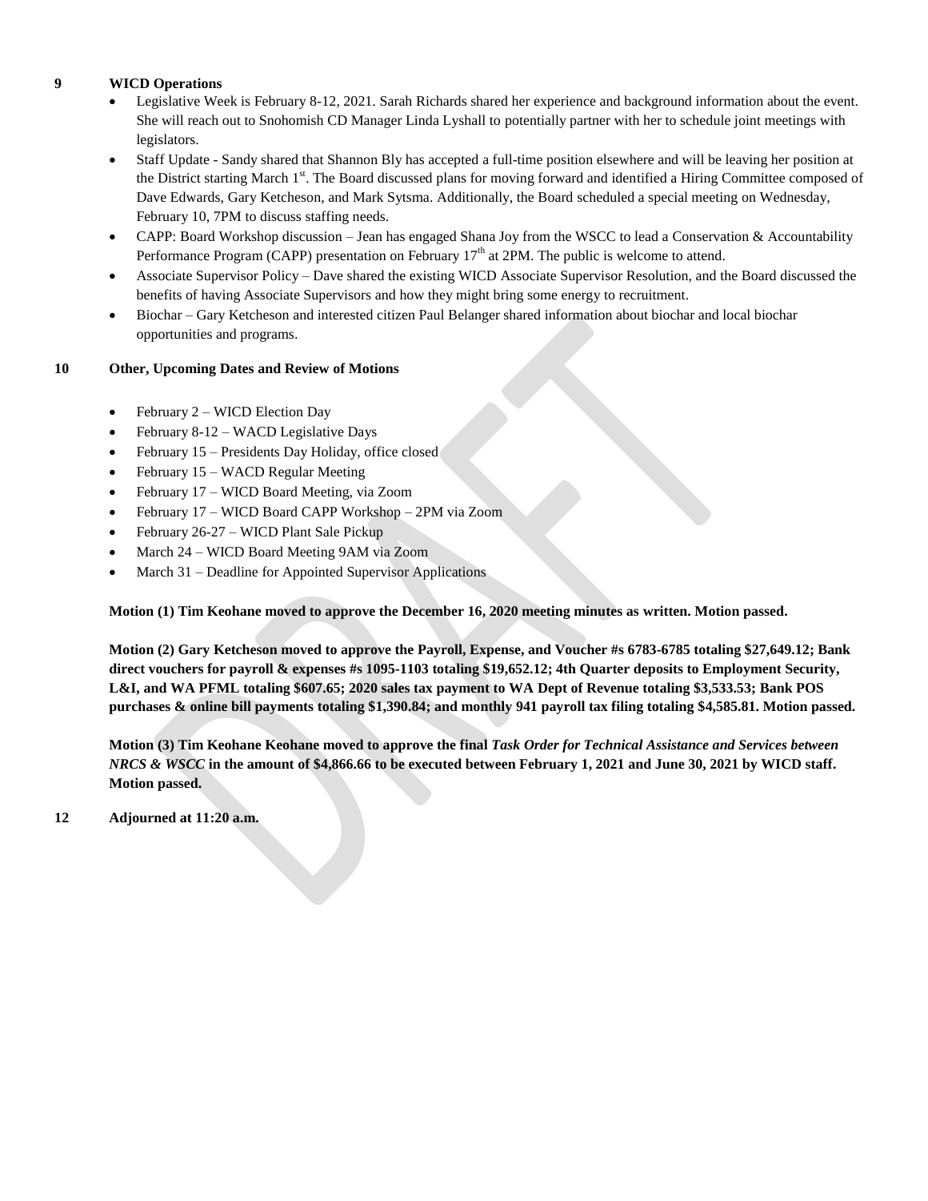## 9 WICD Operations

- Legislative Week is February 8-12, 2021. Sarah Richards shared her experience and background information about the event. She will reach out to Snohomish CD Manager Linda Lyshall to potentially partner with her to schedule joint meetings with legislators.
- Staff Update - Sandy shared that Shannon Bly has accepted a full-time position elsewhere and will be leaving her position at the District starting March 1st. The Board discussed plans for moving forward and identified a Hiring Committee composed of Dave Edwards, Gary Ketcheson, and Mark Sytsma. Additionally, the Board scheduled a special meeting on Wednesday, February 10, 7PM to discuss staffing needs.
- CAPP: Board Workshop discussion – Jean has engaged Shana Joy from the WSCC to lead a Conservation & Accountability Performance Program (CAPP) presentation on February 17th at 2PM. The public is welcome to attend.
- Associate Supervisor Policy – Dave shared the existing WICD Associate Supervisor Resolution, and the Board discussed the benefits of having Associate Supervisors and how they might bring some energy to recruitment.
- Biochar – Gary Ketcheson and interested citizen Paul Belanger shared information about biochar and local biochar opportunities and programs.

## 10 Other, Upcoming Dates and Review of Motions

- February 2 – WICD Election Day
- February 8-12 – WACD Legislative Days
- February 15 – Presidents Day Holiday, office closed
- February 15 – WACD Regular Meeting
- February 17 – WICD Board Meeting, via Zoom
- February 17 – WICD Board CAPP Workshop – 2PM via Zoom
- February 26-27 – WICD Plant Sale Pickup
- March 24 – WICD Board Meeting 9AM via Zoom
- March 31 – Deadline for Appointed Supervisor Applications

**Motion (1) Tim Keohane moved to approve the December 16, 2020 meeting minutes as written. Motion passed.**

**Motion (2) Gary Ketcheson moved to approve the Payroll, Expense, and Voucher #s 6783-6785 totaling $27,649.12; Bank direct vouchers for payroll & expenses #s 1095-1103 totaling $19,652.12; 4th Quarter deposits to Employment Security, L&I, and WA PFML totaling $607.65; 2020 sales tax payment to WA Dept of Revenue totaling $3,533.53; Bank POS purchases & online bill payments totaling $1,390.84; and monthly 941 payroll tax filing totaling $4,585.81. Motion passed.**

**Motion (3) Tim Keohane Keohane moved to approve the final *Task Order for Technical Assistance and Services between NRCS & WSCC* in the amount of $4,866.66 to be executed between February 1, 2021 and June 30, 2021 by WICD staff. Motion passed.**

## 12 Adjourned at 11:20 a.m.